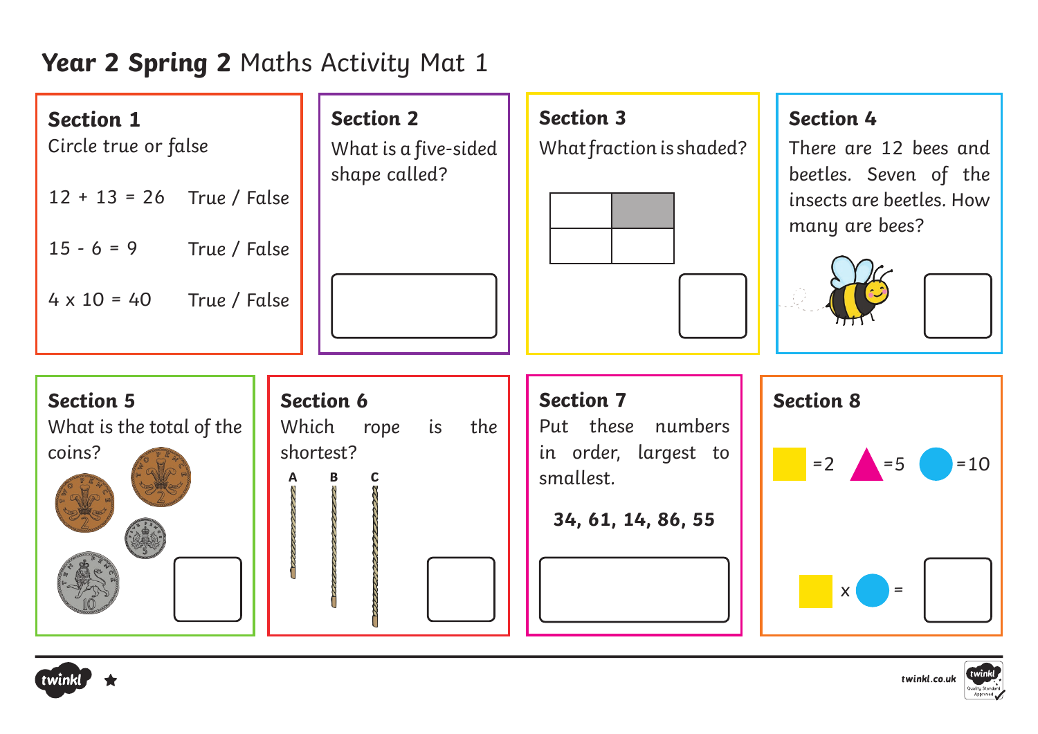# **Year 2 Spring 2** Maths Activity Mat 1

## Section 1

Circle true or false

12 + 13 = 26 True / False

15 - 6 = 9 True / False

4 x 10 = 40 True / False

## Section 2

What is a five-sided shape called?

## Section 3

What fraction is shaded?

## Section 4

There are 12 bees and beetles. Seven of the insects are beetles. How many are bees?

## Section 5

What is the total of the coins?

## Section 6

Which rope is the shortest?

A B C

## Section 7

Put these numbers in order, largest to smallest.

**34, 61, 14, 86, 55**

## Section 8

■ =2 ▲ =5 ● =10

■ x ● =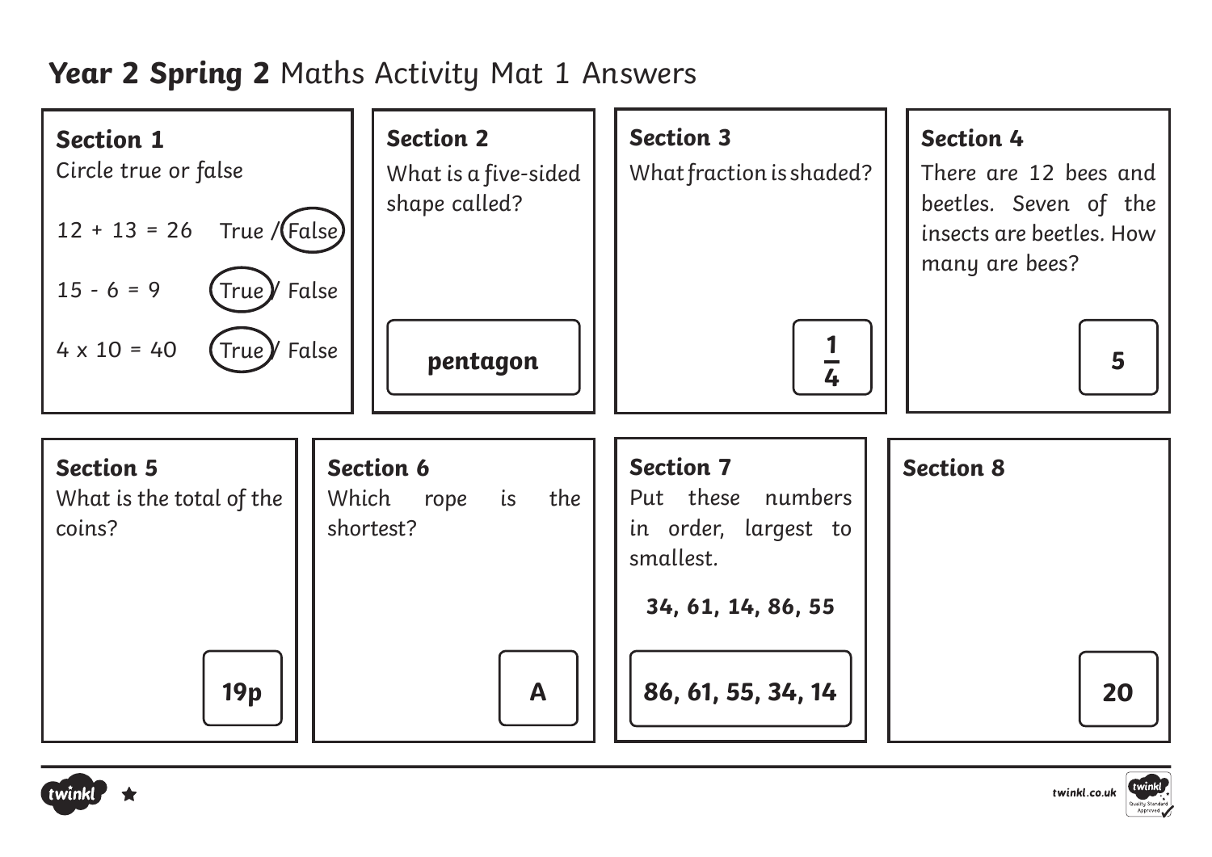# **Year 2 Spring 2** Maths Activity Mat 1 Answers

### Section 1

*Circle true or false*

12 + 13 = 26 — True / **False** (circled)

15 - 6 = 9 — **True** (circled) / False

4 x 10 = 40 — **True** (circled) / False

### Section 2

What is a five-sided shape called?

**pentagon**

### Section 3

What fraction is shaded?

$\frac{1}{4}$

### Section 4

There are 12 bees and beetles. Seven of the insects are beetles. How many are bees?

**5**

### Section 5

What is the total of the coins?

**19p**

### Section 6

Which rope is the shortest?

**A**

### Section 7

Put these numbers in order, largest to smallest.

**34, 61, 14, 86, 55**

**86, 61, 55, 34, 14**

### Section 8

**20**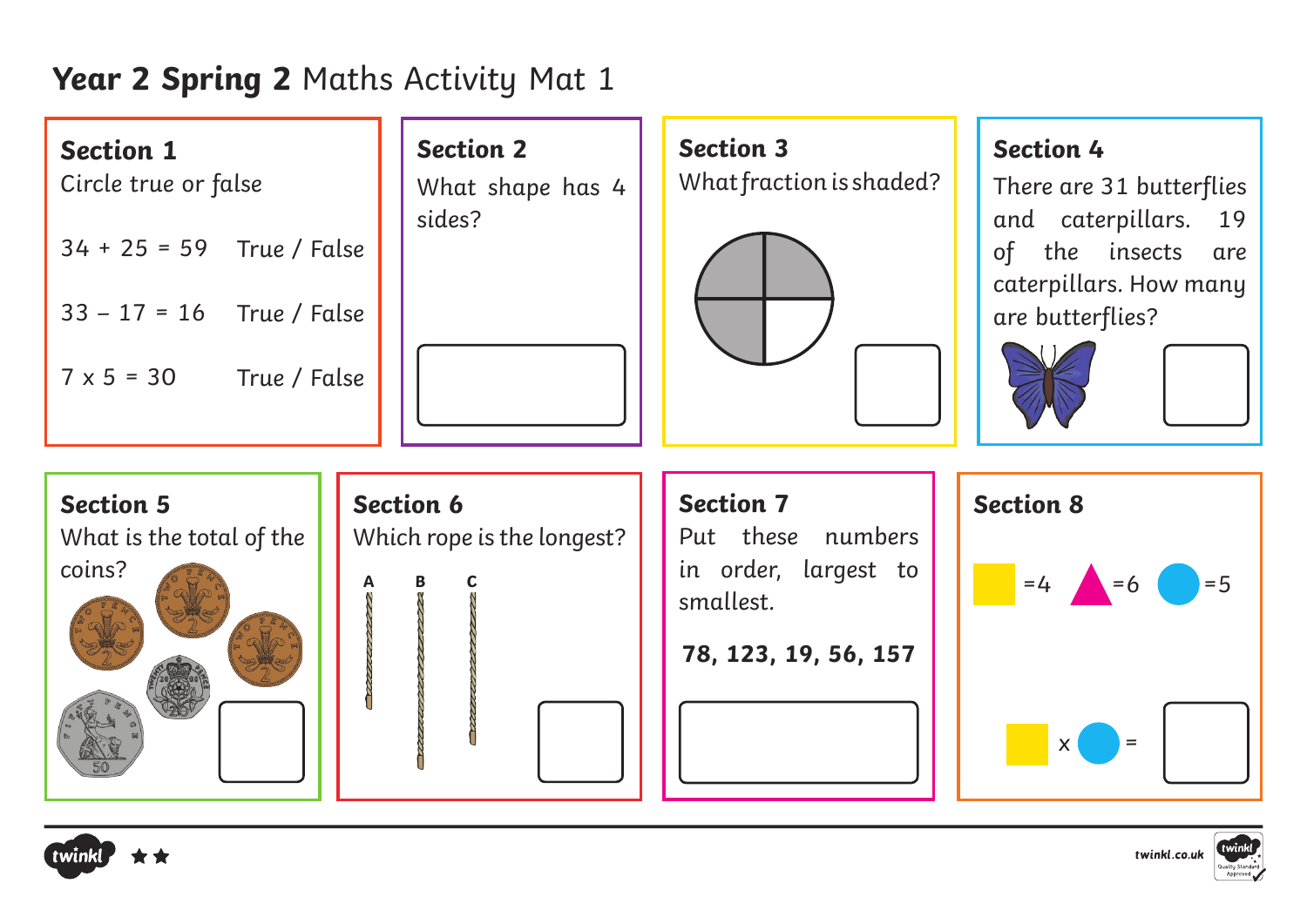# **Year 2 Spring 2** Maths Activity Mat 1

## Section 1

Circle true or false

34 + 25 = 59 True / False

33 – 17 = 16 True / False

7 x 5 = 30 True / False

## Section 2

What shape has 4 sides?

## Section 3

What fraction is shaded?

## Section 4

There are 31 butterflies and caterpillars. 19 of the insects are caterpillars. How many are butterflies?

## Section 5

What is the total of the coins?

## Section 6

Which rope is the longest?

A B C

## Section 7

Put these numbers in order, largest to smallest.

**78, 123, 19, 56, 157**

## Section 8

=4 =6 =5

x =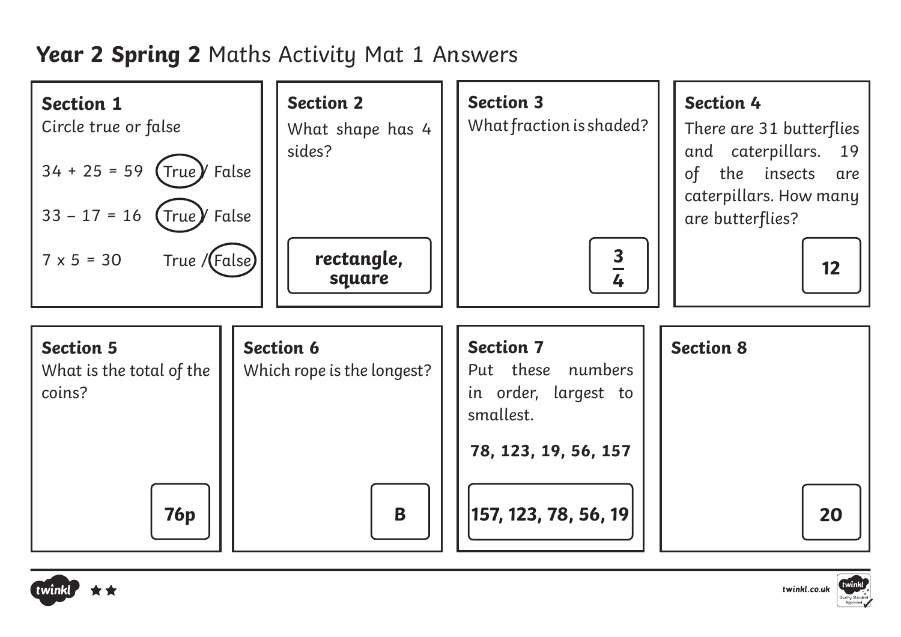# **Year 2 Spring 2** Maths Activity Mat 1 Answers

### Section 1

Circle true or false

34 + 25 = 59 **(True)** / False

33 – 17 = 16 **(True)** / False

7 x 5 = 30 True / **(False)**

### Section 2

What shape has 4 sides?

**rectangle, square**

### Section 3

What fraction is shaded?

$\frac{3}{4}$

### Section 4

There are 31 butterflies and caterpillars. 19 of the insects are caterpillars. How many are butterflies?

**12**

### Section 5

What is the total of the coins?

**76p**

### Section 6

Which rope is the longest?

**B**

### Section 7

Put these numbers in order, largest to smallest.

**78, 123, 19, 56, 157**

**157, 123, 78, 56, 19**

### Section 8

**20**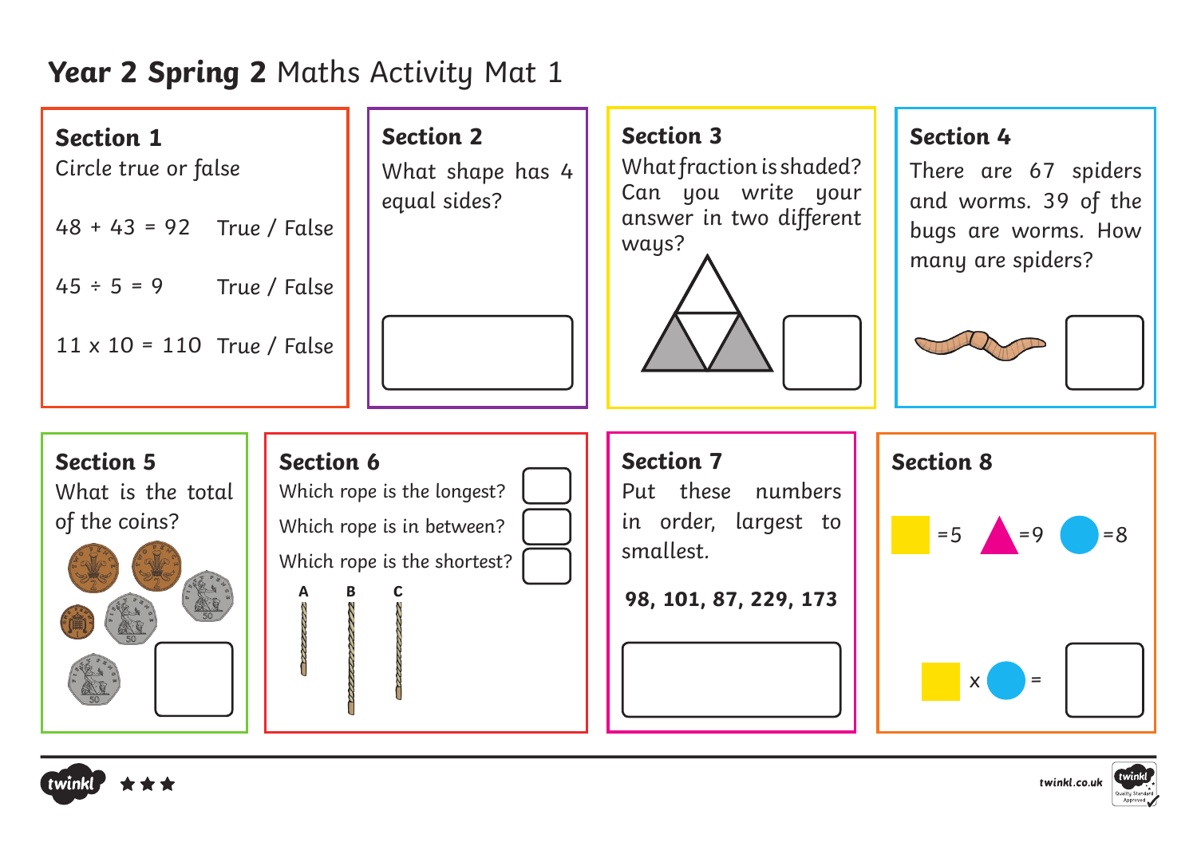# **Year 2 Spring 2** Maths Activity Mat 1

## Section 1

Circle true or false

48 + 43 = 92 True / False

45 ÷ 5 = 9 True / False

11 x 10 = 110 True / False

## Section 2

What shape has 4 equal sides?

## Section 3

What fraction is shaded? Can you write your answer in two different ways?

## Section 4

There are 67 spiders and worms. 39 of the bugs are worms. How many are spiders?

## Section 5

What is the total of the coins?

## Section 6

Which rope is the longest?

Which rope is in between?

Which rope is the shortest?

A B C

## Section 7

Put these numbers in order, largest to smallest.

**98, 101, 87, 229, 173**

## Section 8

■ =5 ▲ =9 ● =8

■ x ● =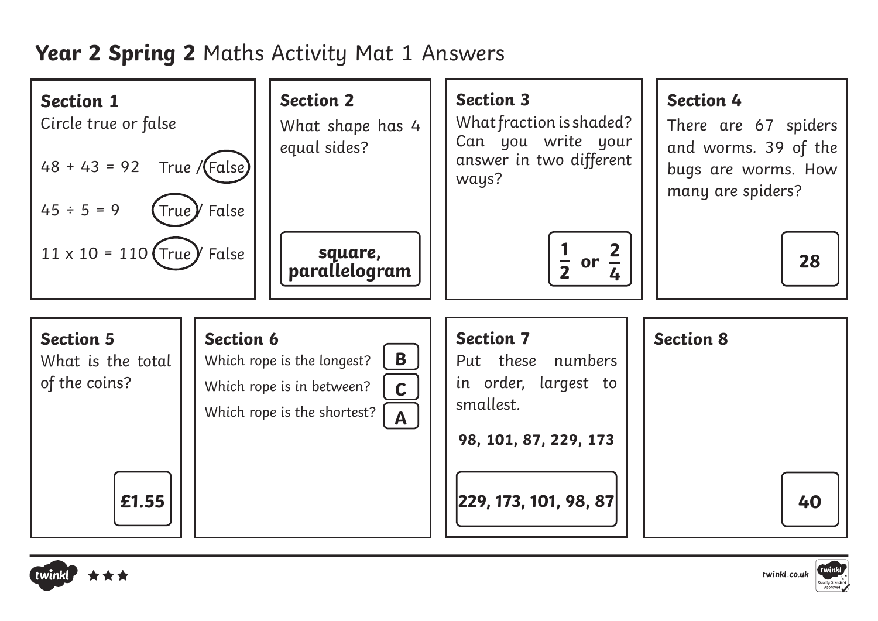# **Year 2 Spring 2** Maths Activity Mat 1 Answers

### Section 1

Circle true or false

48 + 43 = 92 True / **False** (circled)

45 ÷ 5 = 9 **True** (circled) / False

11 x 10 = 110 **True** (circled) / False

### Section 2

What shape has 4 equal sides?

**square, parallelogram**

### Section 3

What fraction is shaded? Can you write your answer in two different ways?

$\frac{1}{2}$ **or** $\frac{2}{4}$

### Section 4

There are 67 spiders and worms. 39 of the bugs are worms. How many are spiders?

**28**

### Section 5

What is the total of the coins?

**£1.55**

### Section 6

Which rope is the longest? **B**

Which rope is in between? **C**

Which rope is the shortest? **A**

### Section 7

Put these numbers in order, largest to smallest.

**98, 101, 87, 229, 173**

**229, 173, 101, 98, 87**

### Section 8

**40**